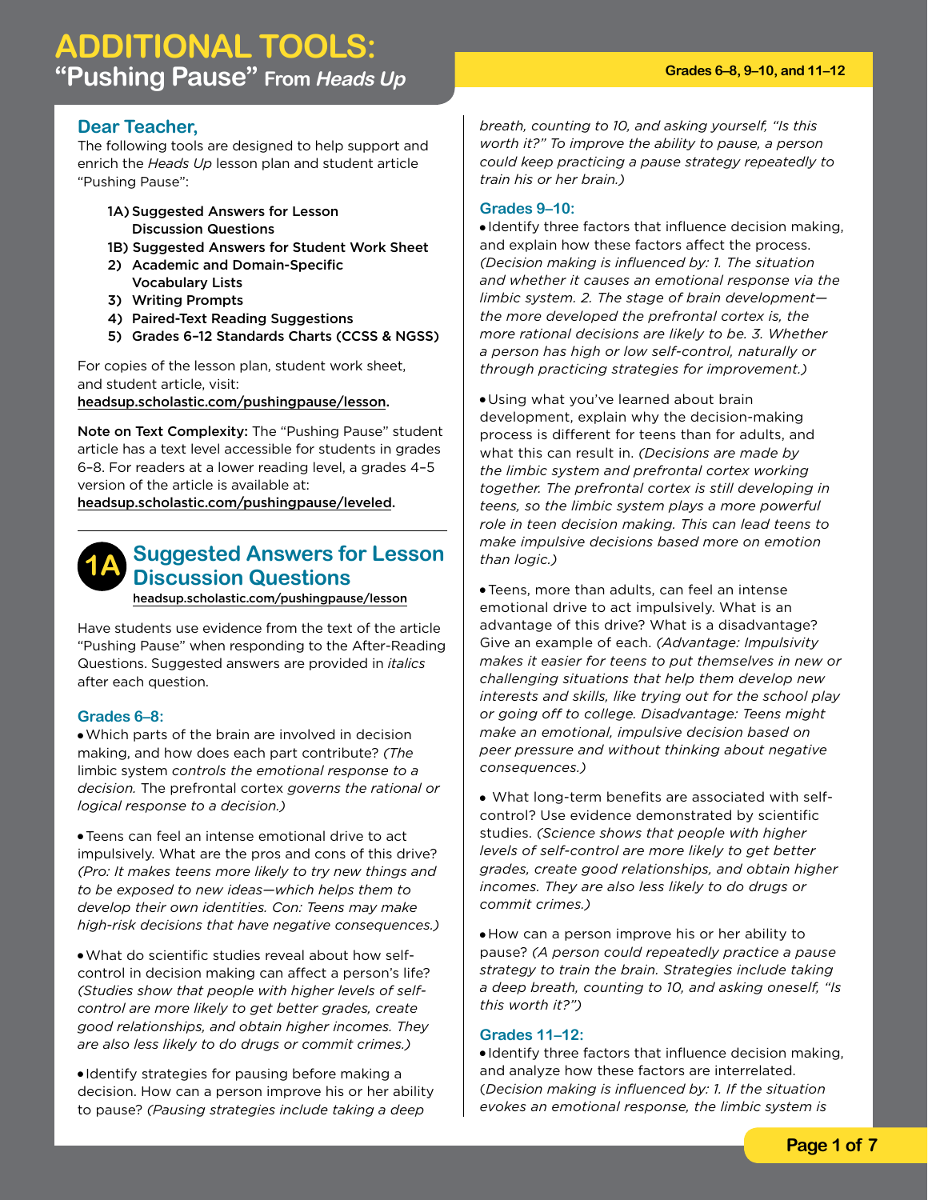# ADDITIONAL TOOLS:
## "Pushing Pause" From *Heads Up*

Grades 6–8, 9–10, and 11–12

### Dear Teacher,

The following tools are designed to help support and enrich the *Heads Up* lesson plan and student article "Pushing Pause":

- 1A) Suggested Answers for Lesson Discussion Questions
- 1B) Suggested Answers for Student Work Sheet
- 2) Academic and Domain-Specific Vocabulary Lists
- 3) Writing Prompts
- 4) Paired-Text Reading Suggestions
- 5) Grades 6–12 Standards Charts (CCSS & NGSS)

For copies of the lesson plan, student work sheet, and student article, visit: **headsup.scholastic.com/pushingpause/lesson**.

**Note on Text Complexity:** The "Pushing Pause" student article has a text level accessible for students in grades 6–8. For readers at a lower reading level, a grades 4–5 version of the article is available at: **headsup.scholastic.com/pushingpause/leveled**.

## 1A Suggested Answers for Lesson Discussion Questions

headsup.scholastic.com/pushingpause/lesson

Have students use evidence from the text of the article "Pushing Pause" when responding to the After-Reading Questions. Suggested answers are provided in *italics* after each question.

### Grades 6–8:

- Which parts of the brain are involved in decision making, and how does each part contribute? *(The* limbic system *controls the emotional response to a decision.* The prefrontal cortex *governs the rational or logical response to a decision.)*

- Teens can feel an intense emotional drive to act impulsively. What are the pros and cons of this drive? *(Pro: It makes teens more likely to try new things and to be exposed to new ideas—which helps them to develop their own identities. Con: Teens may make high-risk decisions that have negative consequences.)*

- What do scientific studies reveal about how self-control in decision making can affect a person's life? *(Studies show that people with higher levels of self-control are more likely to get better grades, create good relationships, and obtain higher incomes. They are also less likely to do drugs or commit crimes.)*

- Identify strategies for pausing before making a decision. How can a person improve his or her ability to pause? *(Pausing strategies include taking a deep breath, counting to 10, and asking yourself, "Is this worth it?" To improve the ability to pause, a person could keep practicing a pause strategy repeatedly to train his or her brain.)*

### Grades 9–10:

- Identify three factors that influence decision making, and explain how these factors affect the process. *(Decision making is influenced by: 1. The situation and whether it causes an emotional response via the limbic system. 2. The stage of brain development—the more developed the prefrontal cortex is, the more rational decisions are likely to be. 3. Whether a person has high or low self-control, naturally or through practicing strategies for improvement.)*

- Using what you've learned about brain development, explain why the decision-making process is different for teens than for adults, and what this can result in. *(Decisions are made by the limbic system and prefrontal cortex working together. The prefrontal cortex is still developing in teens, so the limbic system plays a more powerful role in teen decision making. This can lead teens to make impulsive decisions based more on emotion than logic.)*

- Teens, more than adults, can feel an intense emotional drive to act impulsively. What is an advantage of this drive? What is a disadvantage? Give an example of each. *(Advantage: Impulsivity makes it easier for teens to put themselves in new or challenging situations that help them develop new interests and skills, like trying out for the school play or going off to college. Disadvantage: Teens might make an emotional, impulsive decision based on peer pressure and without thinking about negative consequences.)*

- What long-term benefits are associated with self-control? Use evidence demonstrated by scientific studies. *(Science shows that people with higher levels of self-control are more likely to get better grades, create good relationships, and obtain higher incomes. They are also less likely to do drugs or commit crimes.)*

- How can a person improve his or her ability to pause? *(A person could repeatedly practice a pause strategy to train the brain. Strategies include taking a deep breath, counting to 10, and asking oneself, "Is this worth it?")*

### Grades 11–12:

- Identify three factors that influence decision making, and analyze how these factors are interrelated. (*Decision making is influenced by: 1. If the situation evokes an emotional response, the limbic system is*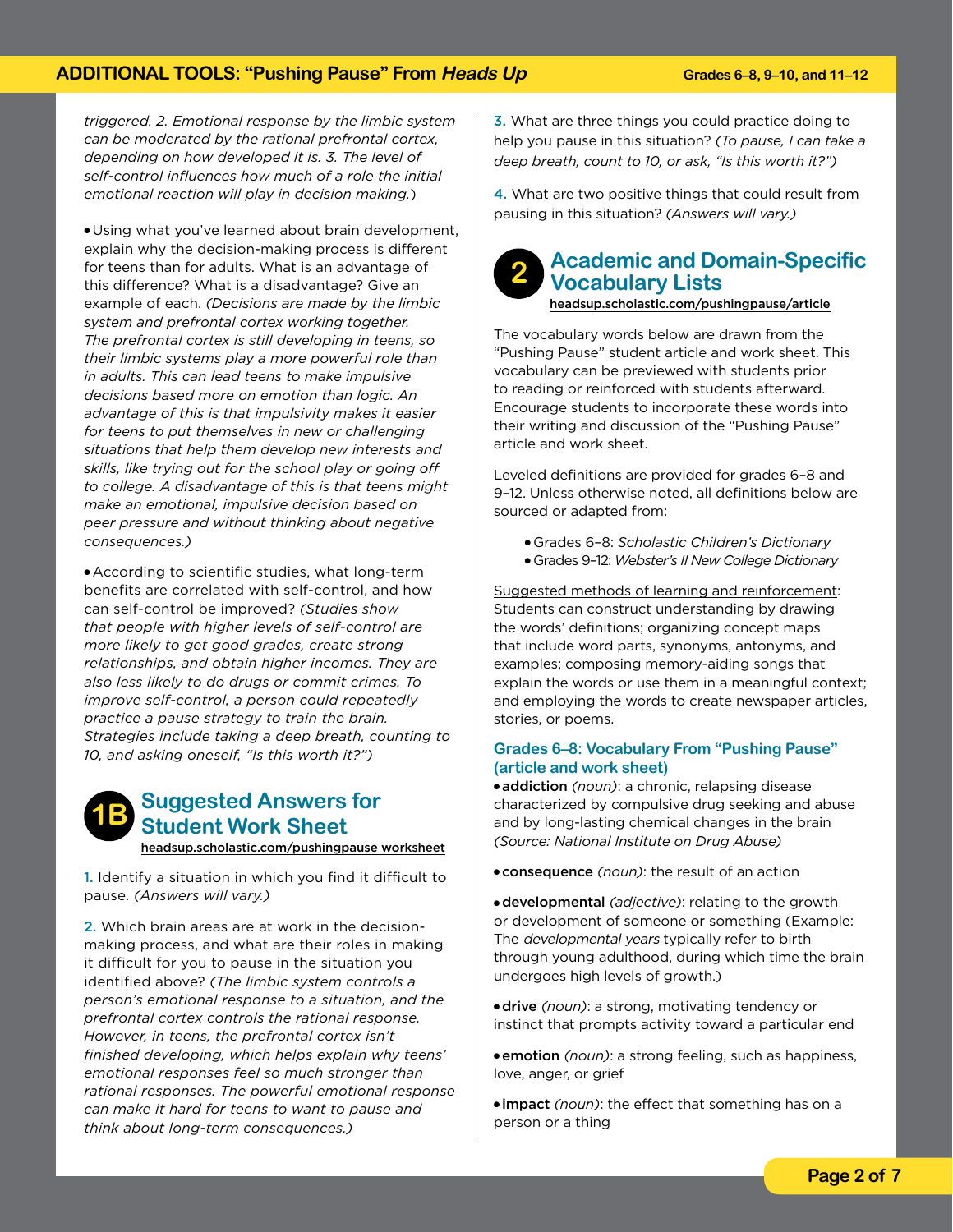*triggered. 2. Emotional response by the limbic system can be moderated by the rational prefrontal cortex, depending on how developed it is. 3. The level of self-control influences how much of a role the initial emotional reaction will play in decision making.*)

- Using what you've learned about brain development, explain why the decision-making process is different for teens than for adults. What is an advantage of this difference? What is a disadvantage? Give an example of each. *(Decisions are made by the limbic system and prefrontal cortex working together. The prefrontal cortex is still developing in teens, so their limbic systems play a more powerful role than in adults. This can lead teens to make impulsive decisions based more on emotion than logic. An advantage of this is that impulsivity makes it easier for teens to put themselves in new or challenging situations that help them develop new interests and skills, like trying out for the school play or going off to college. A disadvantage of this is that teens might make an emotional, impulsive decision based on peer pressure and without thinking about negative consequences.)*

- According to scientific studies, what long-term benefits are correlated with self-control, and how can self-control be improved? *(Studies show that people with higher levels of self-control are more likely to get good grades, create strong relationships, and obtain higher incomes. They are also less likely to do drugs or commit crimes. To improve self-control, a person could repeatedly practice a pause strategy to train the brain. Strategies include taking a deep breath, counting to 10, and asking oneself, "Is this worth it?")*

## 1B Suggested Answers for Student Work Sheet

headsup.scholastic.com/pushingpause worksheet

1. Identify a situation in which you find it difficult to pause. *(Answers will vary.)*

2. Which brain areas are at work in the decision-making process, and what are their roles in making it difficult for you to pause in the situation you identified above? *(The limbic system controls a person's emotional response to a situation, and the prefrontal cortex controls the rational response. However, in teens, the prefrontal cortex isn't finished developing, which helps explain why teens' emotional responses feel so much stronger than rational responses. The powerful emotional response can make it hard for teens to want to pause and think about long-term consequences.)*

3. What are three things you could practice doing to help you pause in this situation? *(To pause, I can take a deep breath, count to 10, or ask, "Is this worth it?")*

4. What are two positive things that could result from pausing in this situation? *(Answers will vary.)*

## 2 Academic and Domain-Specific Vocabulary Lists

headsup.scholastic.com/pushingpause/article

The vocabulary words below are drawn from the "Pushing Pause" student article and work sheet. This vocabulary can be previewed with students prior to reading or reinforced with students afterward. Encourage students to incorporate these words into their writing and discussion of the "Pushing Pause" article and work sheet.

Leveled definitions are provided for grades 6–8 and 9–12. Unless otherwise noted, all definitions below are sourced or adapted from:

- Grades 6–8: *Scholastic Children's Dictionary*
- Grades 9–12: *Webster's II New College Dictionary*

Suggested methods of learning and reinforcement: Students can construct understanding by drawing the words' definitions; organizing concept maps that include word parts, synonyms, antonyms, and examples; composing memory-aiding songs that explain the words or use them in a meaningful context; and employing the words to create newspaper articles, stories, or poems.

### Grades 6–8: Vocabulary From "Pushing Pause" (article and work sheet)

- **addiction** *(noun)*: a chronic, relapsing disease characterized by compulsive drug seeking and abuse and by long-lasting chemical changes in the brain *(Source: National Institute on Drug Abuse)*

- **consequence** *(noun)*: the result of an action

- **developmental** *(adjective)*: relating to the growth or development of someone or something (Example: The *developmental years* typically refer to birth through young adulthood, during which time the brain undergoes high levels of growth.)

- **drive** *(noun)*: a strong, motivating tendency or instinct that prompts activity toward a particular end

- **emotion** *(noun)*: a strong feeling, such as happiness, love, anger, or grief

- **impact** *(noun)*: the effect that something has on a person or a thing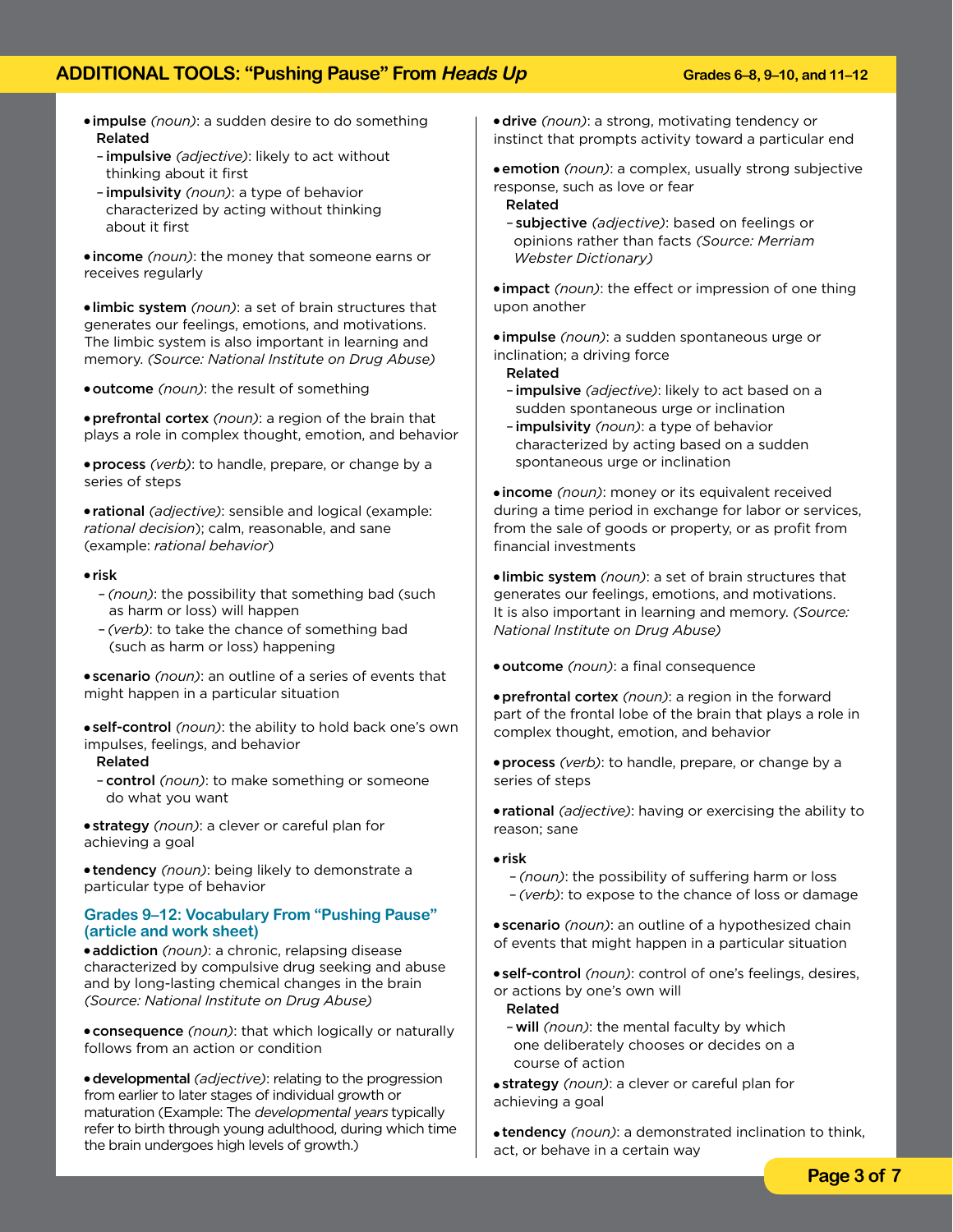- **impulse** *(noun)*: a sudden desire to do something
  Related
  - **impulsive** *(adjective)*: likely to act without thinking about it first
  - **impulsivity** *(noun)*: a type of behavior characterized by acting without thinking about it first

- **income** *(noun)*: the money that someone earns or receives regularly

- **limbic system** *(noun)*: a set of brain structures that generates our feelings, emotions, and motivations. The limbic system is also important in learning and memory. *(Source: National Institute on Drug Abuse)*

- **outcome** *(noun)*: the result of something

- **prefrontal cortex** *(noun)*: a region of the brain that plays a role in complex thought, emotion, and behavior

- **process** *(verb)*: to handle, prepare, or change by a series of steps

- **rational** *(adjective)*: sensible and logical (example: *rational decision*); calm, reasonable, and sane (example: *rational behavior*)

- **risk**
  - *(noun)*: the possibility that something bad (such as harm or loss) will happen
  - *(verb)*: to take the chance of something bad (such as harm or loss) happening

- **scenario** *(noun)*: an outline of a series of events that might happen in a particular situation

- **self-control** *(noun)*: the ability to hold back one's own impulses, feelings, and behavior
  Related
  - **control** *(noun)*: to make something or someone do what you want

- **strategy** *(noun)*: a clever or careful plan for achieving a goal

- **tendency** *(noun)*: being likely to demonstrate a particular type of behavior

### Grades 9–12: Vocabulary From "Pushing Pause" (article and work sheet)

- **addiction** *(noun)*: a chronic, relapsing disease characterized by compulsive drug seeking and abuse and by long-lasting chemical changes in the brain *(Source: National Institute on Drug Abuse)*

- **consequence** *(noun)*: that which logically or naturally follows from an action or condition

- **developmental** *(adjective)*: relating to the progression from earlier to later stages of individual growth or maturation (Example: The *developmental years* typically refer to birth through young adulthood, during which time the brain undergoes high levels of growth.)

- **drive** *(noun)*: a strong, motivating tendency or instinct that prompts activity toward a particular end

- **emotion** *(noun)*: a complex, usually strong subjective response, such as love or fear
  Related
  - **subjective** *(adjective)*: based on feelings or opinions rather than facts *(Source: Merriam Webster Dictionary)*

- **impact** *(noun)*: the effect or impression of one thing upon another

- **impulse** *(noun)*: a sudden spontaneous urge or inclination; a driving force
  Related
  - **impulsive** *(adjective)*: likely to act based on a sudden spontaneous urge or inclination
  - **impulsivity** *(noun)*: a type of behavior characterized by acting based on a sudden spontaneous urge or inclination

- **income** *(noun)*: money or its equivalent received during a time period in exchange for labor or services, from the sale of goods or property, or as profit from financial investments

- **limbic system** *(noun)*: a set of brain structures that generates our feelings, emotions, and motivations. It is also important in learning and memory. *(Source: National Institute on Drug Abuse)*

- **outcome** *(noun)*: a final consequence

- **prefrontal cortex** *(noun)*: a region in the forward part of the frontal lobe of the brain that plays a role in complex thought, emotion, and behavior

- **process** *(verb)*: to handle, prepare, or change by a series of steps

- **rational** *(adjective)*: having or exercising the ability to reason; sane

- **risk**
  - *(noun)*: the possibility of suffering harm or loss
  - *(verb)*: to expose to the chance of loss or damage

- **scenario** *(noun)*: an outline of a hypothesized chain of events that might happen in a particular situation

- **self-control** *(noun)*: control of one's feelings, desires, or actions by one's own will
  Related
  - **will** *(noun)*: the mental faculty by which one deliberately chooses or decides on a course of action

- **strategy** *(noun)*: a clever or careful plan for achieving a goal

- **tendency** *(noun)*: a demonstrated inclination to think, act, or behave in a certain way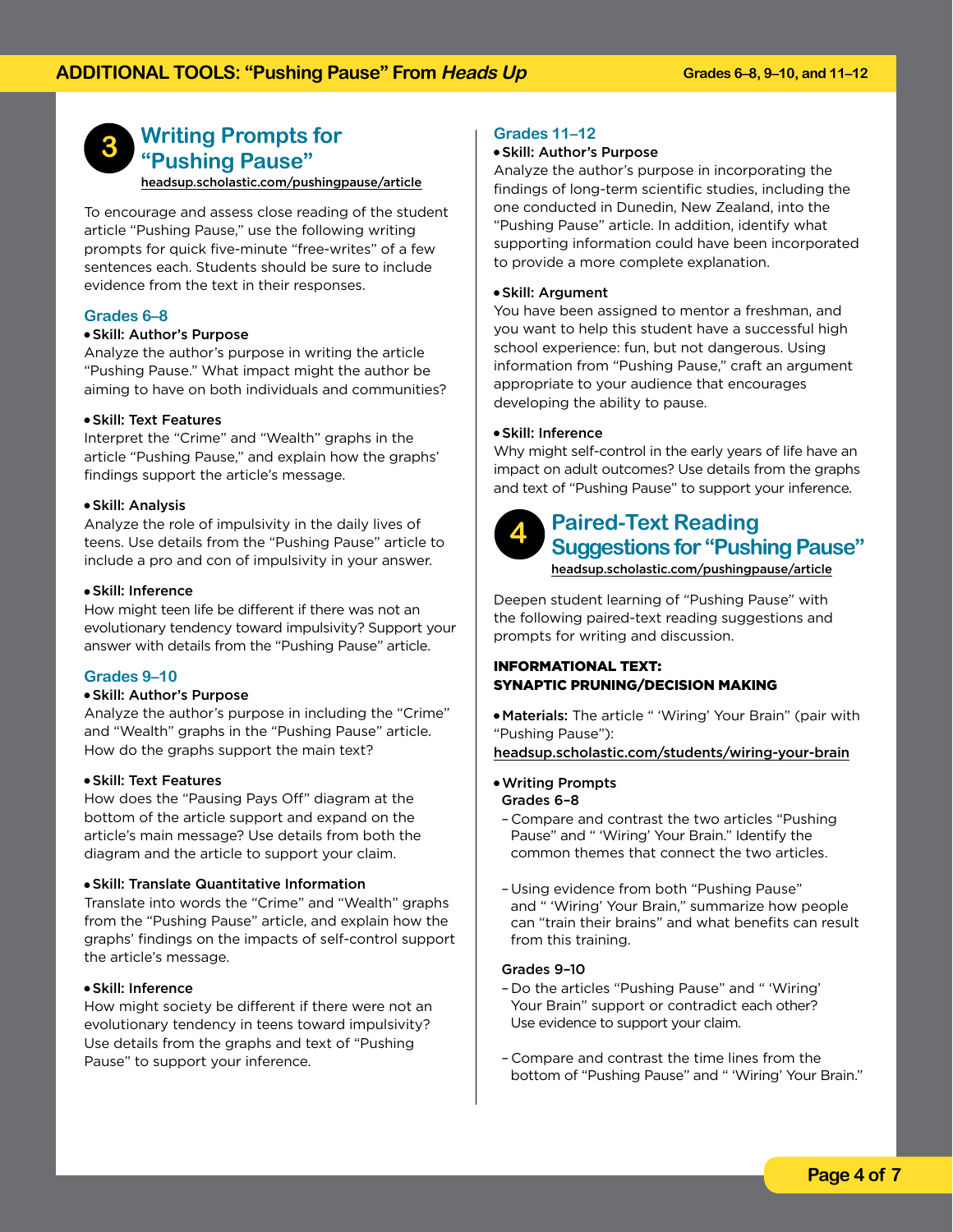## 3 Writing Prompts for "Pushing Pause"

headsup.scholastic.com/pushingpause/article

To encourage and assess close reading of the student article "Pushing Pause," use the following writing prompts for quick five-minute "free-writes" of a few sentences each. Students should be sure to include evidence from the text in their responses.

### Grades 6–8

- **Skill: Author's Purpose**
  Analyze the author's purpose in writing the article "Pushing Pause." What impact might the author be aiming to have on both individuals and communities?

- **Skill: Text Features**
  Interpret the "Crime" and "Wealth" graphs in the article "Pushing Pause," and explain how the graphs' findings support the article's message.

- **Skill: Analysis**
  Analyze the role of impulsivity in the daily lives of teens. Use details from the "Pushing Pause" article to include a pro and con of impulsivity in your answer.

- **Skill: Inference**
  How might teen life be different if there was not an evolutionary tendency toward impulsivity? Support your answer with details from the "Pushing Pause" article.

### Grades 9–10

- **Skill: Author's Purpose**
  Analyze the author's purpose in including the "Crime" and "Wealth" graphs in the "Pushing Pause" article. How do the graphs support the main text?

- **Skill: Text Features**
  How does the "Pausing Pays Off" diagram at the bottom of the article support and expand on the article's main message? Use details from both the diagram and the article to support your claim.

- **Skill: Translate Quantitative Information**
  Translate into words the "Crime" and "Wealth" graphs from the "Pushing Pause" article, and explain how the graphs' findings on the impacts of self-control support the article's message.

- **Skill: Inference**
  How might society be different if there were not an evolutionary tendency in teens toward impulsivity? Use details from the graphs and text of "Pushing Pause" to support your inference.

### Grades 11–12

- **Skill: Author's Purpose**
  Analyze the author's purpose in incorporating the findings of long-term scientific studies, including the one conducted in Dunedin, New Zealand, into the "Pushing Pause" article. In addition, identify what supporting information could have been incorporated to provide a more complete explanation.

- **Skill: Argument**
  You have been assigned to mentor a freshman, and you want to help this student have a successful high school experience: fun, but not dangerous. Using information from "Pushing Pause," craft an argument appropriate to your audience that encourages developing the ability to pause.

- **Skill: Inference**
  Why might self-control in the early years of life have an impact on adult outcomes? Use details from the graphs and text of "Pushing Pause" to support your inference.

## 4 Paired-Text Reading Suggestions for "Pushing Pause"

headsup.scholastic.com/pushingpause/article

Deepen student learning of "Pushing Pause" with the following paired-text reading suggestions and prompts for writing and discussion.

**INFORMATIONAL TEXT: SYNAPTIC PRUNING/DECISION MAKING**

- **Materials:** The article " 'Wiring' Your Brain" (pair with "Pushing Pause"):
  headsup.scholastic.com/students/wiring-your-brain

- **Writing Prompts**

  **Grades 6–8**
  - Compare and contrast the two articles "Pushing Pause" and " 'Wiring' Your Brain." Identify the common themes that connect the two articles.
  - Using evidence from both "Pushing Pause" and " 'Wiring' Your Brain," summarize how people can "train their brains" and what benefits can result from this training.

  **Grades 9–10**
  - Do the articles "Pushing Pause" and " 'Wiring' Your Brain" support or contradict each other? Use evidence to support your claim.
  - Compare and contrast the time lines from the bottom of "Pushing Pause" and " 'Wiring' Your Brain."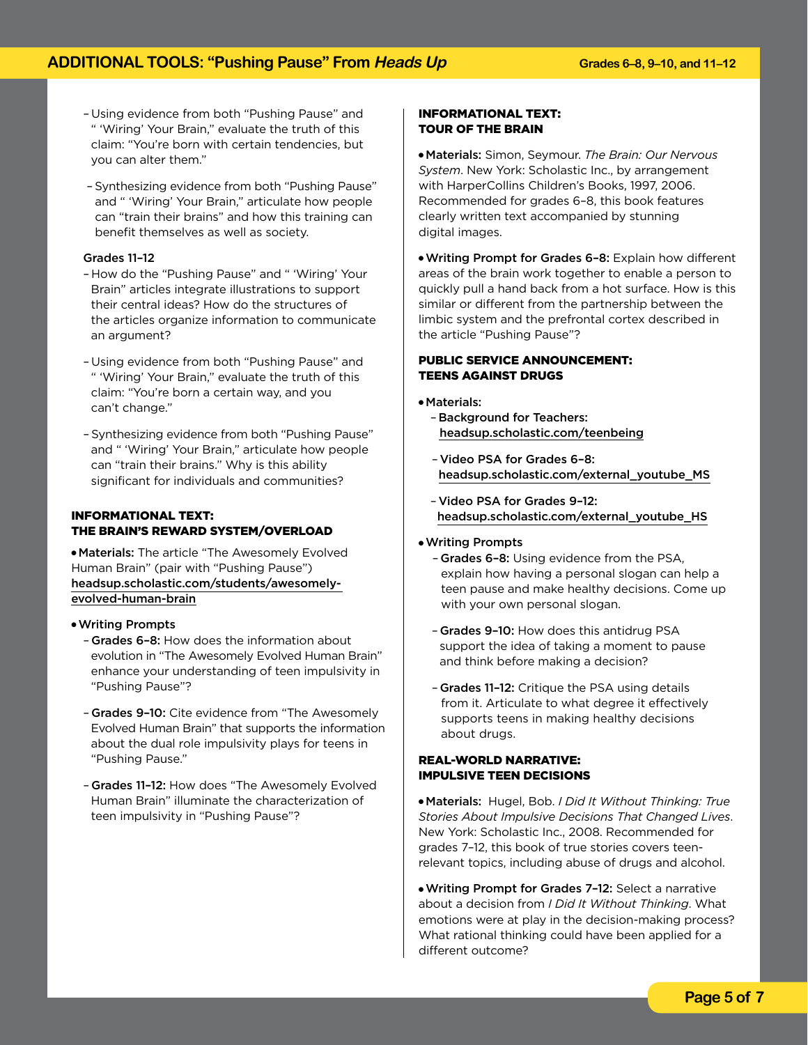- Using evidence from both "Pushing Pause" and " 'Wiring' Your Brain," evaluate the truth of this claim: "You're born with certain tendencies, but you can alter them."
- Synthesizing evidence from both "Pushing Pause" and " 'Wiring' Your Brain," articulate how people can "train their brains" and how this training can benefit themselves as well as society.

Grades 11–12

- How do the "Pushing Pause" and " 'Wiring' Your Brain" articles integrate illustrations to support their central ideas? How do the structures of the articles organize information to communicate an argument?
- Using evidence from both "Pushing Pause" and " 'Wiring' Your Brain," evaluate the truth of this claim: "You're born a certain way, and you can't change."
- Synthesizing evidence from both "Pushing Pause" and " 'Wiring' Your Brain," articulate how people can "train their brains." Why is this ability significant for individuals and communities?

### INFORMATIONAL TEXT: THE BRAIN'S REWARD SYSTEM/OVERLOAD

- **Materials:** The article "The Awesomely Evolved Human Brain" (pair with "Pushing Pause") headsup.scholastic.com/students/awesomely-evolved-human-brain
- **Writing Prompts**
  - **Grades 6–8:** How does the information about evolution in "The Awesomely Evolved Human Brain" enhance your understanding of teen impulsivity in "Pushing Pause"?
  - **Grades 9–10:** Cite evidence from "The Awesomely Evolved Human Brain" that supports the information about the dual role impulsivity plays for teens in "Pushing Pause."
  - **Grades 11–12:** How does "The Awesomely Evolved Human Brain" illuminate the characterization of teen impulsivity in "Pushing Pause"?

### INFORMATIONAL TEXT: TOUR OF THE BRAIN

- **Materials:** Simon, Seymour. *The Brain: Our Nervous System*. New York: Scholastic Inc., by arrangement with HarperCollins Children's Books, 1997, 2006. Recommended for grades 6–8, this book features clearly written text accompanied by stunning digital images.
- **Writing Prompt for Grades 6–8:** Explain how different areas of the brain work together to enable a person to quickly pull a hand back from a hot surface. How is this similar or different from the partnership between the limbic system and the prefrontal cortex described in the article "Pushing Pause"?

### PUBLIC SERVICE ANNOUNCEMENT: TEENS AGAINST DRUGS

- **Materials:**
  - **Background for Teachers:** headsup.scholastic.com/teenbeing
  - **Video PSA for Grades 6–8:** headsup.scholastic.com/external_youtube_MS
  - **Video PSA for Grades 9–12:** headsup.scholastic.com/external_youtube_HS
- **Writing Prompts**
  - **Grades 6–8:** Using evidence from the PSA, explain how having a personal slogan can help a teen pause and make healthy decisions. Come up with your own personal slogan.
  - **Grades 9–10:** How does this antidrug PSA support the idea of taking a moment to pause and think before making a decision?
  - **Grades 11–12:** Critique the PSA using details from it. Articulate to what degree it effectively supports teens in making healthy decisions about drugs.

### REAL-WORLD NARRATIVE: IMPULSIVE TEEN DECISIONS

- **Materials:** Hugel, Bob. *I Did It Without Thinking: True Stories About Impulsive Decisions That Changed Lives*. New York: Scholastic Inc., 2008. Recommended for grades 7–12, this book of true stories covers teen-relevant topics, including abuse of drugs and alcohol.
- **Writing Prompt for Grades 7–12:** Select a narrative about a decision from *I Did It Without Thinking*. What emotions were at play in the decision-making process? What rational thinking could have been applied for a different outcome?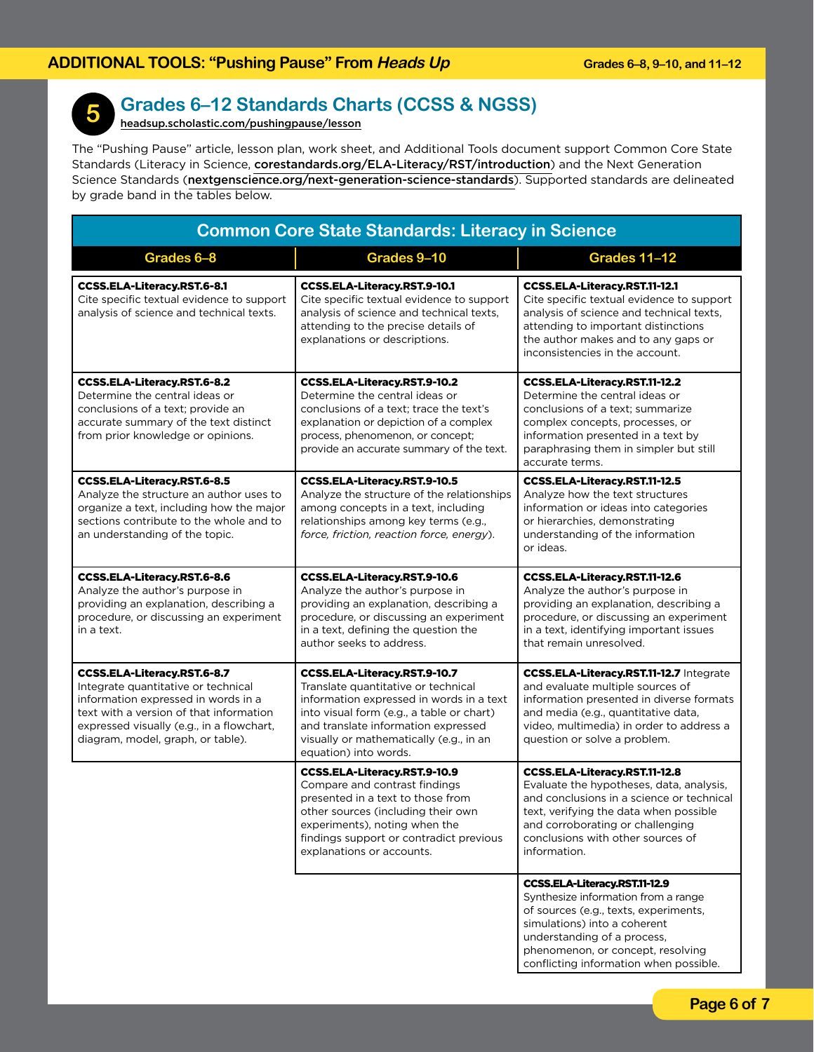## 5 Grades 6–12 Standards Charts (CCSS & NGSS)

headsup.scholastic.com/pushingpause/lesson

The "Pushing Pause" article, lesson plan, work sheet, and Additional Tools document support Common Core State Standards (Literacy in Science, corestandards.org/ELA-Literacy/RST/introduction) and the Next Generation Science Standards (nextgenscience.org/next-generation-science-standards). Supported standards are delineated by grade band in the tables below.

### Common Core State Standards: Literacy in Science

| Grades 6–8 | Grades 9–10 | Grades 11–12 |
|---|---|---|
| **CCSS.ELA-Literacy.RST.6-8.1** Cite specific textual evidence to support analysis of science and technical texts. | **CCSS.ELA-Literacy.RST.9-10.1** Cite specific textual evidence to support analysis of science and technical texts, attending to the precise details of explanations or descriptions. | **CCSS.ELA-Literacy.RST.11-12.1** Cite specific textual evidence to support analysis of science and technical texts, attending to important distinctions the author makes and to any gaps or inconsistencies in the account. |
| **CCSS.ELA-Literacy.RST.6-8.2** Determine the central ideas or conclusions of a text; provide an accurate summary of the text distinct from prior knowledge or opinions. | **CCSS.ELA-Literacy.RST.9-10.2** Determine the central ideas or conclusions of a text; trace the text's explanation or depiction of a complex process, phenomenon, or concept; provide an accurate summary of the text. | **CCSS.ELA-Literacy.RST.11-12.2** Determine the central ideas or conclusions of a text; summarize complex concepts, processes, or information presented in a text by paraphrasing them in simpler but still accurate terms. |
| **CCSS.ELA-Literacy.RST.6-8.5** Analyze the structure an author uses to organize a text, including how the major sections contribute to the whole and to an understanding of the topic. | **CCSS.ELA-Literacy.RST.9-10.5** Analyze the structure of the relationships among concepts in a text, including relationships among key terms (e.g., *force, friction, reaction force, energy*). | **CCSS.ELA-Literacy.RST.11-12.5** Analyze how the text structures information or ideas into categories or hierarchies, demonstrating understanding of the information or ideas. |
| **CCSS.ELA-Literacy.RST.6-8.6** Analyze the author's purpose in providing an explanation, describing a procedure, or discussing an experiment in a text. | **CCSS.ELA-Literacy.RST.9-10.6** Analyze the author's purpose in providing an explanation, describing a procedure, or discussing an experiment in a text, defining the question the author seeks to address. | **CCSS.ELA-Literacy.RST.11-12.6** Analyze the author's purpose in providing an explanation, describing a procedure, or discussing an experiment in a text, identifying important issues that remain unresolved. |
| **CCSS.ELA-Literacy.RST.6-8.7** Integrate quantitative or technical information expressed in words in a text with a version of that information expressed visually (e.g., in a flowchart, diagram, model, graph, or table). | **CCSS.ELA-Literacy.RST.9-10.7** Translate quantitative or technical information expressed in words in a text into visual form (e.g., a table or chart) and translate information expressed visually or mathematically (e.g., in an equation) into words. | **CCSS.ELA-Literacy.RST.11-12.7** Integrate and evaluate multiple sources of information presented in diverse formats and media (e.g., quantitative data, video, multimedia) in order to address a question or solve a problem. |
| | **CCSS.ELA-Literacy.RST.9-10.9** Compare and contrast findings presented in a text to those from other sources (including their own experiments), noting when the findings support or contradict previous explanations or accounts. | **CCSS.ELA-Literacy.RST.11-12.8** Evaluate the hypotheses, data, analysis, and conclusions in a science or technical text, verifying the data when possible and corroborating or challenging conclusions with other sources of information. |
| | | **CCSS.ELA-Literacy.RST.11-12.9** Synthesize information from a range of sources (e.g., texts, experiments, simulations) into a coherent understanding of a process, phenomenon, or concept, resolving conflicting information when possible. |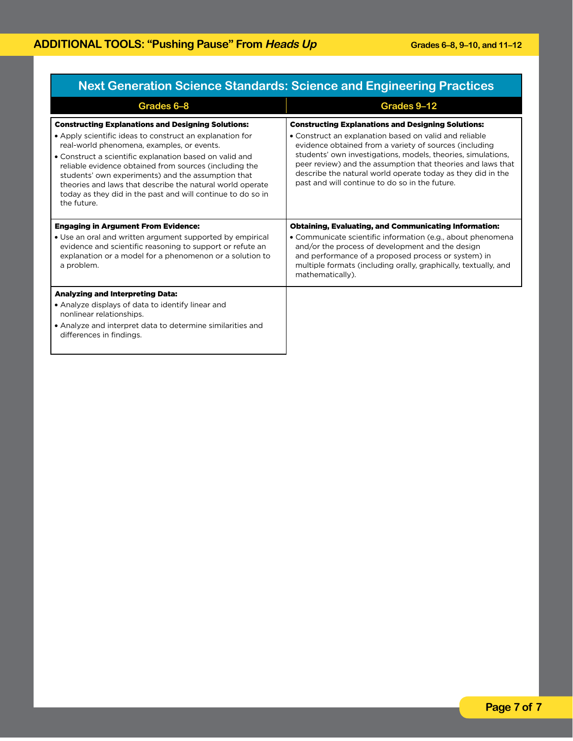## Next Generation Science Standards: Science and Engineering Practices

| Grades 6–8 | Grades 9–12 |
| --- | --- |
| **Constructing Explanations and Designing Solutions:**<br>• Apply scientific ideas to construct an explanation for real-world phenomena, examples, or events.<br>• Construct a scientific explanation based on valid and reliable evidence obtained from sources (including the students' own experiments) and the assumption that theories and laws that describe the natural world operate today as they did in the past and will continue to do so in the future. | **Constructing Explanations and Designing Solutions:**<br>• Construct an explanation based on valid and reliable evidence obtained from a variety of sources (including students' own investigations, models, theories, simulations, peer review) and the assumption that theories and laws that describe the natural world operate today as they did in the past and will continue to do so in the future. |
| **Engaging in Argument From Evidence:**<br>• Use an oral and written argument supported by empirical evidence and scientific reasoning to support or refute an explanation or a model for a phenomenon or a solution to a problem. | **Obtaining, Evaluating, and Communicating Information:**<br>• Communicate scientific information (e.g., about phenomena and/or the process of development and the design and performance of a proposed process or system) in multiple formats (including orally, graphically, textually, and mathematically). |
| **Analyzing and Interpreting Data:**<br>• Analyze displays of data to identify linear and nonlinear relationships.<br>• Analyze and interpret data to determine similarities and differences in findings. | |